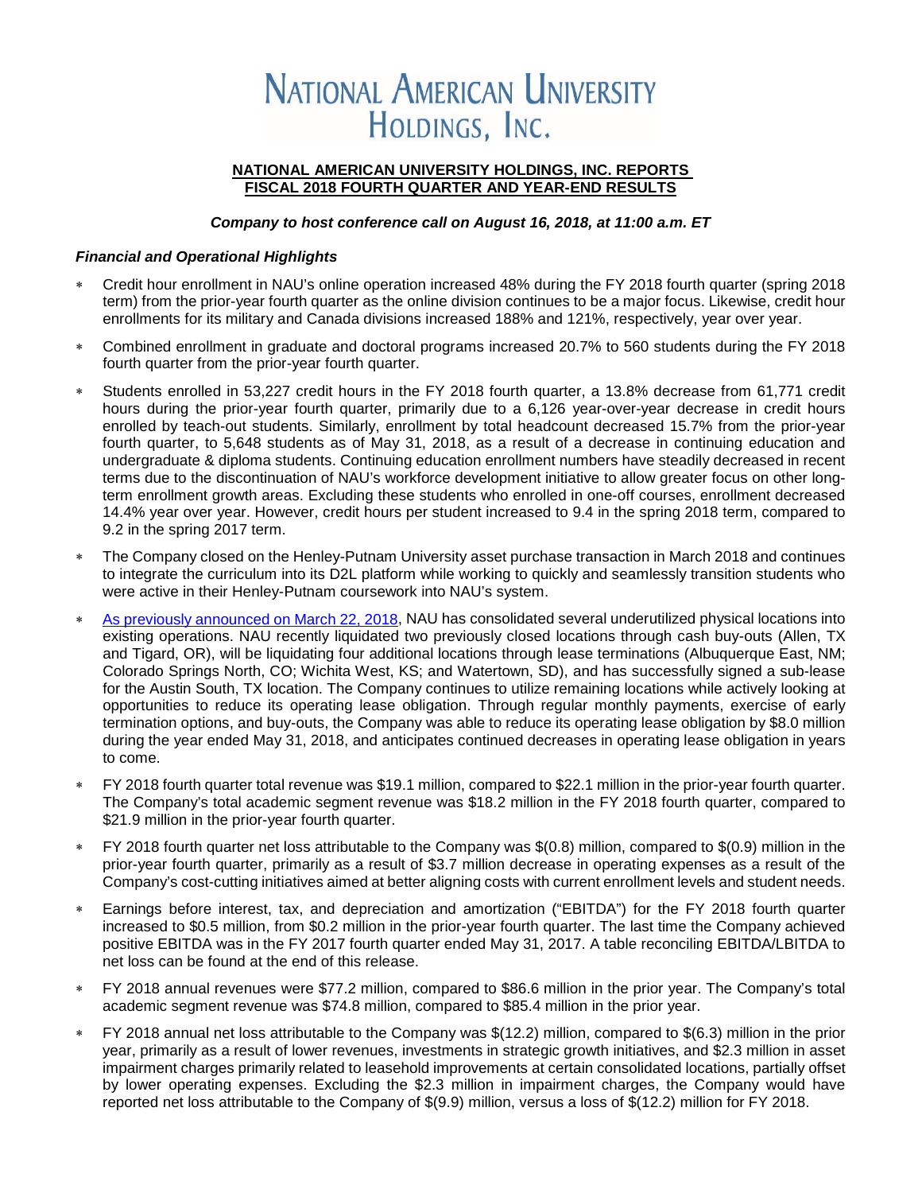# NATIONAL AMERICAN UNIVERSITY HOLDINGS, INC.

**NATIONAL AMERICAN UNIVERSITY HOLDINGS, INC. REPORTS FISCAL 2018 FOURTH QUARTER AND YEAR-END RESULTS**

***Company to host conference call on August 16, 2018, at 11:00 a.m. ET***

***Financial and Operational Highlights***

* Credit hour enrollment in NAU's online operation increased 48% during the FY 2018 fourth quarter (spring 2018 term) from the prior-year fourth quarter as the online division continues to be a major focus. Likewise, credit hour enrollments for its military and Canada divisions increased 188% and 121%, respectively, year over year.
* Combined enrollment in graduate and doctoral programs increased 20.7% to 560 students during the FY 2018 fourth quarter from the prior-year fourth quarter.
* Students enrolled in 53,227 credit hours in the FY 2018 fourth quarter, a 13.8% decrease from 61,771 credit hours during the prior-year fourth quarter, primarily due to a 6,126 year-over-year decrease in credit hours enrolled by teach-out students. Similarly, enrollment by total headcount decreased 15.7% from the prior-year fourth quarter, to 5,648 students as of May 31, 2018, as a result of a decrease in continuing education and undergraduate & diploma students. Continuing education enrollment numbers have steadily decreased in recent terms due to the discontinuation of NAU's workforce development initiative to allow greater focus on other long-term enrollment growth areas. Excluding these students who enrolled in one-off courses, enrollment decreased 14.4% year over year. However, credit hours per student increased to 9.4 in the spring 2018 term, compared to 9.2 in the spring 2017 term.
* The Company closed on the Henley-Putnam University asset purchase transaction in March 2018 and continues to integrate the curriculum into its D2L platform while working to quickly and seamlessly transition students who were active in their Henley-Putnam coursework into NAU's system.
* As previously announced on March 22, 2018, NAU has consolidated several underutilized physical locations into existing operations. NAU recently liquidated two previously closed locations through cash buy-outs (Allen, TX and Tigard, OR), will be liquidating four additional locations through lease terminations (Albuquerque East, NM; Colorado Springs North, CO; Wichita West, KS; and Watertown, SD), and has successfully signed a sub-lease for the Austin South, TX location. The Company continues to utilize remaining locations while actively looking at opportunities to reduce its operating lease obligation. Through regular monthly payments, exercise of early termination options, and buy-outs, the Company was able to reduce its operating lease obligation by $8.0 million during the year ended May 31, 2018, and anticipates continued decreases in operating lease obligation in years to come.
* FY 2018 fourth quarter total revenue was $19.1 million, compared to $22.1 million in the prior-year fourth quarter. The Company's total academic segment revenue was $18.2 million in the FY 2018 fourth quarter, compared to $21.9 million in the prior-year fourth quarter.
* FY 2018 fourth quarter net loss attributable to the Company was $(0.8) million, compared to $(0.9) million in the prior-year fourth quarter, primarily as a result of $3.7 million decrease in operating expenses as a result of the Company's cost-cutting initiatives aimed at better aligning costs with current enrollment levels and student needs.
* Earnings before interest, tax, and depreciation and amortization ("EBITDA") for the FY 2018 fourth quarter increased to $0.5 million, from $0.2 million in the prior-year fourth quarter. The last time the Company achieved positive EBITDA was in the FY 2017 fourth quarter ended May 31, 2017. A table reconciling EBITDA/LBITDA to net loss can be found at the end of this release.
* FY 2018 annual revenues were $77.2 million, compared to $86.6 million in the prior year. The Company's total academic segment revenue was $74.8 million, compared to $85.4 million in the prior year.
* FY 2018 annual net loss attributable to the Company was $(12.2) million, compared to $(6.3) million in the prior year, primarily as a result of lower revenues, investments in strategic growth initiatives, and $2.3 million in asset impairment charges primarily related to leasehold improvements at certain consolidated locations, partially offset by lower operating expenses. Excluding the $2.3 million in impairment charges, the Company would have reported net loss attributable to the Company of $(9.9) million, versus a loss of $(12.2) million for FY 2018.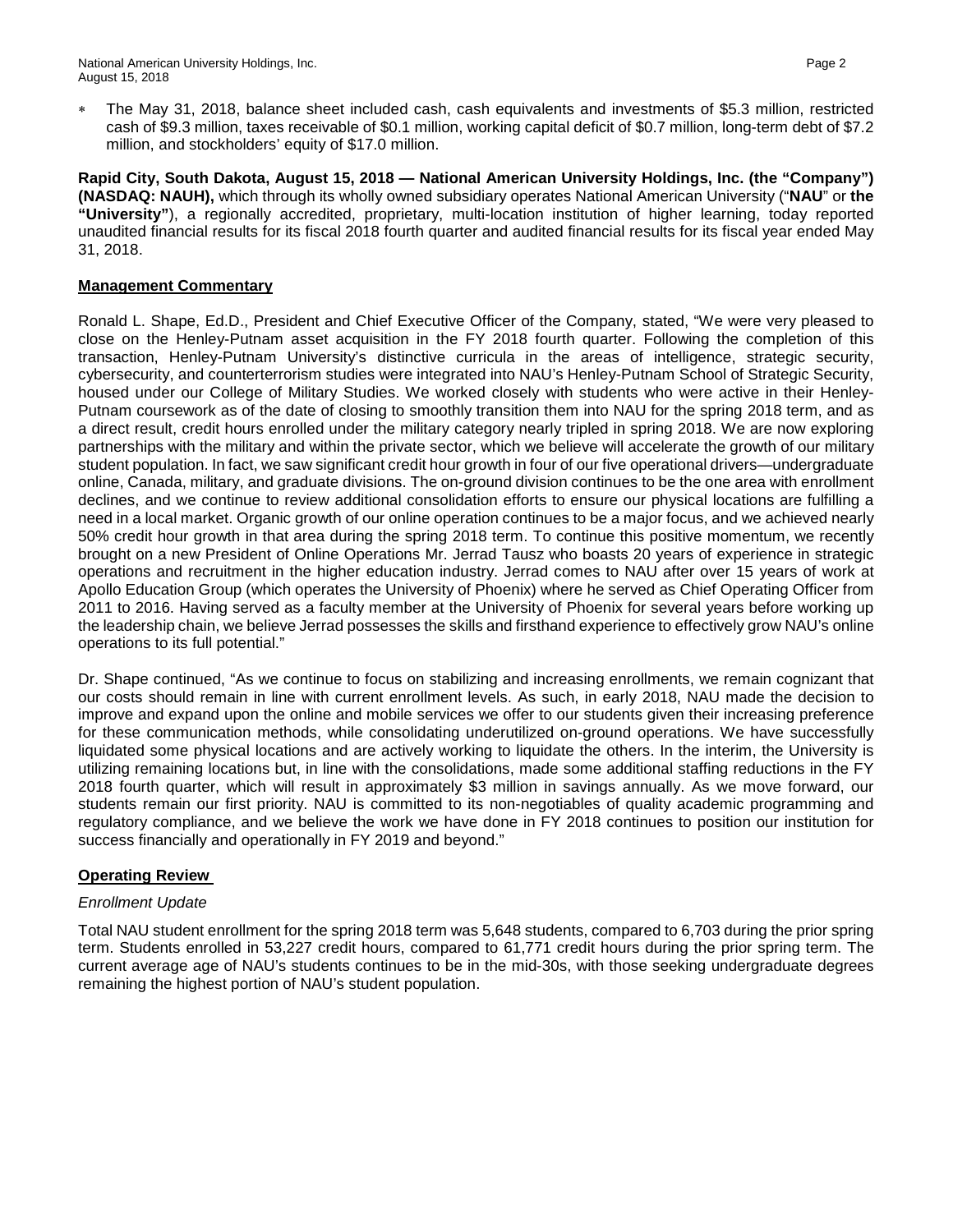* The May 31, 2018, balance sheet included cash, cash equivalents and investments of $5.3 million, restricted cash of $9.3 million, taxes receivable of $0.1 million, working capital deficit of $0.7 million, long-term debt of $7.2 million, and stockholders' equity of $17.0 million.

**Rapid City, South Dakota, August 15, 2018 — National American University Holdings, Inc. (the "Company") (NASDAQ: NAUH),** which through its wholly owned subsidiary operates National American University ("**NAU**" or **the "University"**), a regionally accredited, proprietary, multi-location institution of higher learning, today reported unaudited financial results for its fiscal 2018 fourth quarter and audited financial results for its fiscal year ended May 31, 2018.

## Management Commentary

Ronald L. Shape, Ed.D., President and Chief Executive Officer of the Company, stated, "We were very pleased to close on the Henley-Putnam asset acquisition in the FY 2018 fourth quarter. Following the completion of this transaction, Henley-Putnam University's distinctive curricula in the areas of intelligence, strategic security, cybersecurity, and counterterrorism studies were integrated into NAU's Henley-Putnam School of Strategic Security, housed under our College of Military Studies. We worked closely with students who were active in their Henley-Putnam coursework as of the date of closing to smoothly transition them into NAU for the spring 2018 term, and as a direct result, credit hours enrolled under the military category nearly tripled in spring 2018. We are now exploring partnerships with the military and within the private sector, which we believe will accelerate the growth of our military student population. In fact, we saw significant credit hour growth in four of our five operational drivers—undergraduate online, Canada, military, and graduate divisions. The on-ground division continues to be the one area with enrollment declines, and we continue to review additional consolidation efforts to ensure our physical locations are fulfilling a need in a local market. Organic growth of our online operation continues to be a major focus, and we achieved nearly 50% credit hour growth in that area during the spring 2018 term. To continue this positive momentum, we recently brought on a new President of Online Operations Mr. Jerrad Tausz who boasts 20 years of experience in strategic operations and recruitment in the higher education industry. Jerrad comes to NAU after over 15 years of work at Apollo Education Group (which operates the University of Phoenix) where he served as Chief Operating Officer from 2011 to 2016. Having served as a faculty member at the University of Phoenix for several years before working up the leadership chain, we believe Jerrad possesses the skills and firsthand experience to effectively grow NAU's online operations to its full potential."

Dr. Shape continued, "As we continue to focus on stabilizing and increasing enrollments, we remain cognizant that our costs should remain in line with current enrollment levels. As such, in early 2018, NAU made the decision to improve and expand upon the online and mobile services we offer to our students given their increasing preference for these communication methods, while consolidating underutilized on-ground operations. We have successfully liquidated some physical locations and are actively working to liquidate the others. In the interim, the University is utilizing remaining locations but, in line with the consolidations, made some additional staffing reductions in the FY 2018 fourth quarter, which will result in approximately $3 million in savings annually. As we move forward, our students remain our first priority. NAU is committed to its non-negotiables of quality academic programming and regulatory compliance, and we believe the work we have done in FY 2018 continues to position our institution for success financially and operationally in FY 2019 and beyond."

## Operating Review

*Enrollment Update*

Total NAU student enrollment for the spring 2018 term was 5,648 students, compared to 6,703 during the prior spring term. Students enrolled in 53,227 credit hours, compared to 61,771 credit hours during the prior spring term. The current average age of NAU's students continues to be in the mid-30s, with those seeking undergraduate degrees remaining the highest portion of NAU's student population.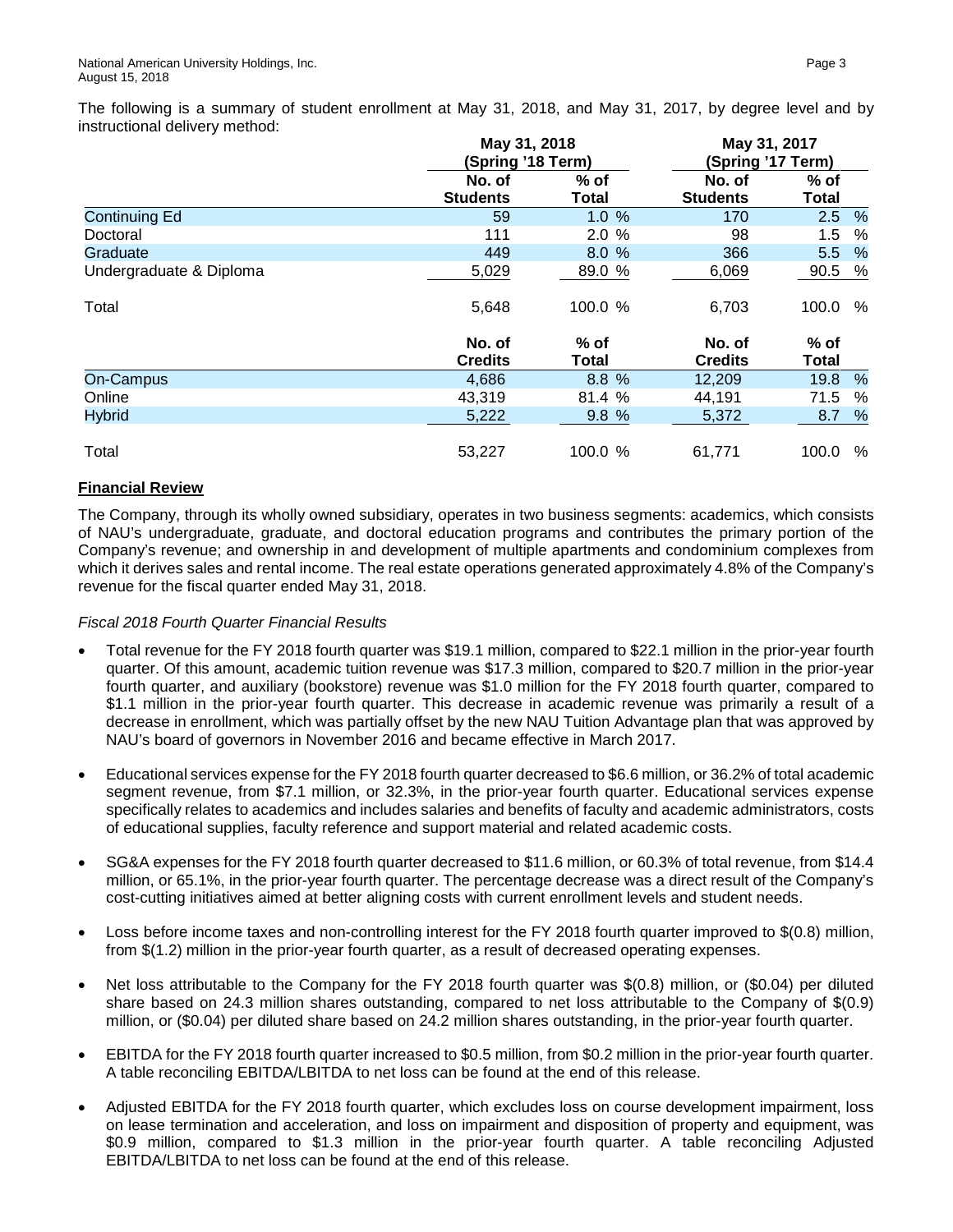The following is a summary of student enrollment at May 31, 2018, and May 31, 2017, by degree level and by instructional delivery method:

| | May 31, 2018 (Spring '18 Term) | | May 31, 2017 (Spring '17 Term) | |
|---|---|---|---|---|
| | No. of Students | % of Total | No. of Students | % of Total |
| Continuing Ed | 59 | 1.0 % | 170 | 2.5 % |
| Doctoral | 111 | 2.0 % | 98 | 1.5 % |
| Graduate | 449 | 8.0 % | 366 | 5.5 % |
| Undergraduate & Diploma | 5,029 | 89.0 % | 6,069 | 90.5 % |
| Total | 5,648 | 100.0 % | 6,703 | 100.0 % |
| | No. of Credits | % of Total | No. of Credits | % of Total |
| On-Campus | 4,686 | 8.8 % | 12,209 | 19.8 % |
| Online | 43,319 | 81.4 % | 44,191 | 71.5 % |
| Hybrid | 5,222 | 9.8 % | 5,372 | 8.7 % |
| Total | 53,227 | 100.0 % | 61,771 | 100.0 % |

**Financial Review**

The Company, through its wholly owned subsidiary, operates in two business segments: academics, which consists of NAU's undergraduate, graduate, and doctoral education programs and contributes the primary portion of the Company's revenue; and ownership in and development of multiple apartments and condominium complexes from which it derives sales and rental income. The real estate operations generated approximately 4.8% of the Company's revenue for the fiscal quarter ended May 31, 2018.

*Fiscal 2018 Fourth Quarter Financial Results*

- Total revenue for the FY 2018 fourth quarter was $19.1 million, compared to $22.1 million in the prior-year fourth quarter. Of this amount, academic tuition revenue was $17.3 million, compared to $20.7 million in the prior-year fourth quarter, and auxiliary (bookstore) revenue was $1.0 million for the FY 2018 fourth quarter, compared to $1.1 million in the prior-year fourth quarter. This decrease in academic revenue was primarily a result of a decrease in enrollment, which was partially offset by the new NAU Tuition Advantage plan that was approved by NAU's board of governors in November 2016 and became effective in March 2017.

- Educational services expense for the FY 2018 fourth quarter decreased to $6.6 million, or 36.2% of total academic segment revenue, from $7.1 million, or 32.3%, in the prior-year fourth quarter. Educational services expense specifically relates to academics and includes salaries and benefits of faculty and academic administrators, costs of educational supplies, faculty reference and support material and related academic costs.

- SG&A expenses for the FY 2018 fourth quarter decreased to $11.6 million, or 60.3% of total revenue, from $14.4 million, or 65.1%, in the prior-year fourth quarter. The percentage decrease was a direct result of the Company's cost-cutting initiatives aimed at better aligning costs with current enrollment levels and student needs.

- Loss before income taxes and non-controlling interest for the FY 2018 fourth quarter improved to $(0.8) million, from $(1.2) million in the prior-year fourth quarter, as a result of decreased operating expenses.

- Net loss attributable to the Company for the FY 2018 fourth quarter was $(0.8) million, or ($0.04) per diluted share based on 24.3 million shares outstanding, compared to net loss attributable to the Company of $(0.9) million, or ($0.04) per diluted share based on 24.2 million shares outstanding, in the prior-year fourth quarter.

- EBITDA for the FY 2018 fourth quarter increased to $0.5 million, from $0.2 million in the prior-year fourth quarter. A table reconciling EBITDA/LBITDA to net loss can be found at the end of this release.

- Adjusted EBITDA for the FY 2018 fourth quarter, which excludes loss on course development impairment, loss on lease termination and acceleration, and loss on impairment and disposition of property and equipment, was $0.9 million, compared to $1.3 million in the prior-year fourth quarter. A table reconciling Adjusted EBITDA/LBITDA to net loss can be found at the end of this release.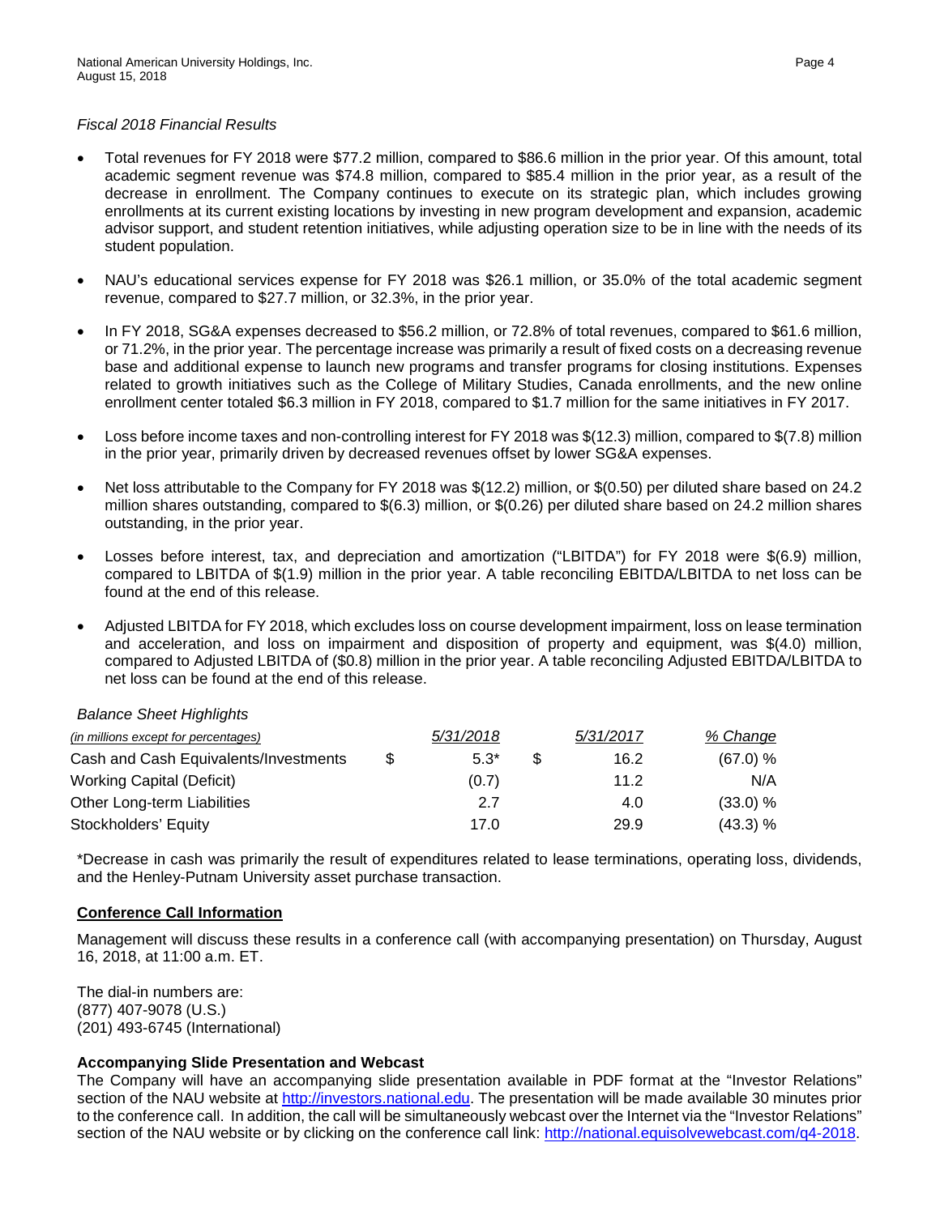*Fiscal 2018 Financial Results*

- Total revenues for FY 2018 were $77.2 million, compared to $86.6 million in the prior year. Of this amount, total academic segment revenue was $74.8 million, compared to $85.4 million in the prior year, as a result of the decrease in enrollment. The Company continues to execute on its strategic plan, which includes growing enrollments at its current existing locations by investing in new program development and expansion, academic advisor support, and student retention initiatives, while adjusting operation size to be in line with the needs of its student population.

- NAU's educational services expense for FY 2018 was $26.1 million, or 35.0% of the total academic segment revenue, compared to $27.7 million, or 32.3%, in the prior year.

- In FY 2018, SG&A expenses decreased to $56.2 million, or 72.8% of total revenues, compared to $61.6 million, or 71.2%, in the prior year. The percentage increase was primarily a result of fixed costs on a decreasing revenue base and additional expense to launch new programs and transfer programs for closing institutions. Expenses related to growth initiatives such as the College of Military Studies, Canada enrollments, and the new online enrollment center totaled $6.3 million in FY 2018, compared to $1.7 million for the same initiatives in FY 2017.

- Loss before income taxes and non-controlling interest for FY 2018 was $(12.3) million, compared to $(7.8) million in the prior year, primarily driven by decreased revenues offset by lower SG&A expenses.

- Net loss attributable to the Company for FY 2018 was $(12.2) million, or $(0.50) per diluted share based on 24.2 million shares outstanding, compared to $(6.3) million, or $(0.26) per diluted share based on 24.2 million shares outstanding, in the prior year.

- Losses before interest, tax, and depreciation and amortization ("LBITDA") for FY 2018 were $(6.9) million, compared to LBITDA of $(1.9) million in the prior year. A table reconciling EBITDA/LBITDA to net loss can be found at the end of this release.

- Adjusted LBITDA for FY 2018, which excludes loss on course development impairment, loss on lease termination and acceleration, and loss on impairment and disposition of property and equipment, was $(4.0) million, compared to Adjusted LBITDA of ($0.8) million in the prior year. A table reconciling Adjusted EBITDA/LBITDA to net loss can be found at the end of this release.

*Balance Sheet Highlights*

| *(in millions except for percentages)* | | *5/31/2018* | | *5/31/2017* | *% Change* |
|---|---|---|---|---|---|
| Cash and Cash Equivalents/Investments | $ | 5.3* | $ | 16.2 | (67.0) % |
| Working Capital (Deficit) | | (0.7) | | 11.2 | N/A |
| Other Long-term Liabilities | | 2.7 | | 4.0 | (33.0) % |
| Stockholders' Equity | | 17.0 | | 29.9 | (43.3) % |

*Decrease in cash was primarily the result of expenditures related to lease terminations, operating loss, dividends, and the Henley-Putnam University asset purchase transaction.

**Conference Call Information**

Management will discuss these results in a conference call (with accompanying presentation) on Thursday, August 16, 2018, at 11:00 a.m. ET.

The dial-in numbers are:
(877) 407-9078 (U.S.)
(201) 493-6745 (International)

**Accompanying Slide Presentation and Webcast**

The Company will have an accompanying slide presentation available in PDF format at the "Investor Relations" section of the NAU website at http://investors.national.edu. The presentation will be made available 30 minutes prior to the conference call. In addition, the call will be simultaneously webcast over the Internet via the "Investor Relations" section of the NAU website or by clicking on the conference call link: http://national.equisolvewebcast.com/q4-2018.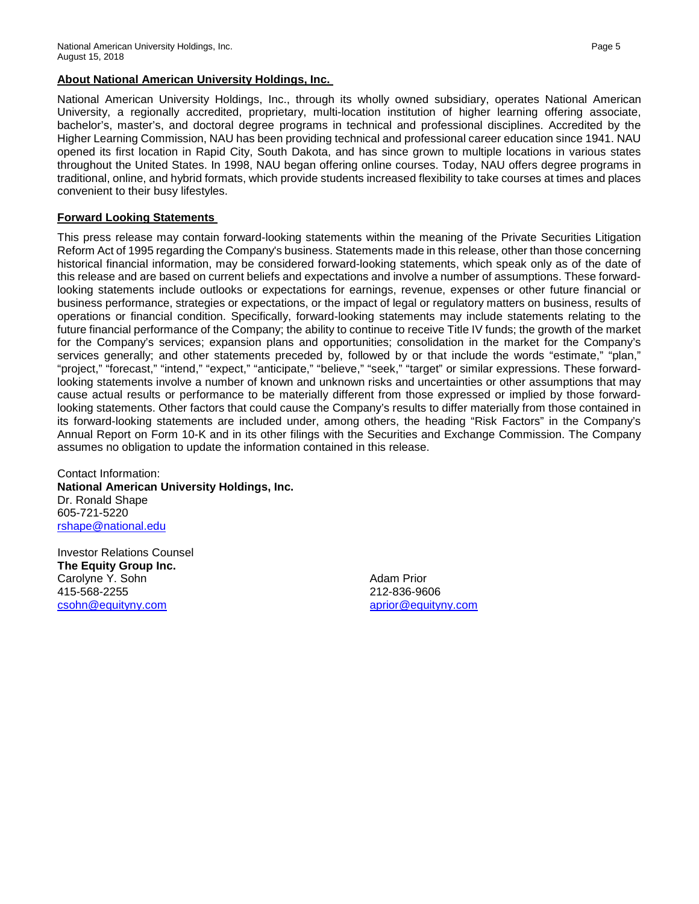## About National American University Holdings, Inc.

National American University Holdings, Inc., through its wholly owned subsidiary, operates National American University, a regionally accredited, proprietary, multi-location institution of higher learning offering associate, bachelor's, master's, and doctoral degree programs in technical and professional disciplines. Accredited by the Higher Learning Commission, NAU has been providing technical and professional career education since 1941. NAU opened its first location in Rapid City, South Dakota, and has since grown to multiple locations in various states throughout the United States. In 1998, NAU began offering online courses. Today, NAU offers degree programs in traditional, online, and hybrid formats, which provide students increased flexibility to take courses at times and places convenient to their busy lifestyles.

## Forward Looking Statements

This press release may contain forward-looking statements within the meaning of the Private Securities Litigation Reform Act of 1995 regarding the Company's business. Statements made in this release, other than those concerning historical financial information, may be considered forward-looking statements, which speak only as of the date of this release and are based on current beliefs and expectations and involve a number of assumptions. These forward-looking statements include outlooks or expectations for earnings, revenue, expenses or other future financial or business performance, strategies or expectations, or the impact of legal or regulatory matters on business, results of operations or financial condition. Specifically, forward-looking statements may include statements relating to the future financial performance of the Company; the ability to continue to receive Title IV funds; the growth of the market for the Company's services; expansion plans and opportunities; consolidation in the market for the Company's services generally; and other statements preceded by, followed by or that include the words "estimate," "plan," "project," "forecast," "intend," "expect," "anticipate," "believe," "seek," "target" or similar expressions. These forward-looking statements involve a number of known and unknown risks and uncertainties or other assumptions that may cause actual results or performance to be materially different from those expressed or implied by those forward-looking statements. Other factors that could cause the Company's results to differ materially from those contained in its forward-looking statements are included under, among others, the heading "Risk Factors" in the Company's Annual Report on Form 10-K and in its other filings with the Securities and Exchange Commission. The Company assumes no obligation to update the information contained in this release.

Contact Information:
**National American University Holdings, Inc.**
Dr. Ronald Shape
605-721-5220
rshape@national.edu

Investor Relations Counsel
**The Equity Group Inc.**
Carolyne Y. Sohn
415-568-2255
csohn@equityny.com

Adam Prior
212-836-9606
aprior@equityny.com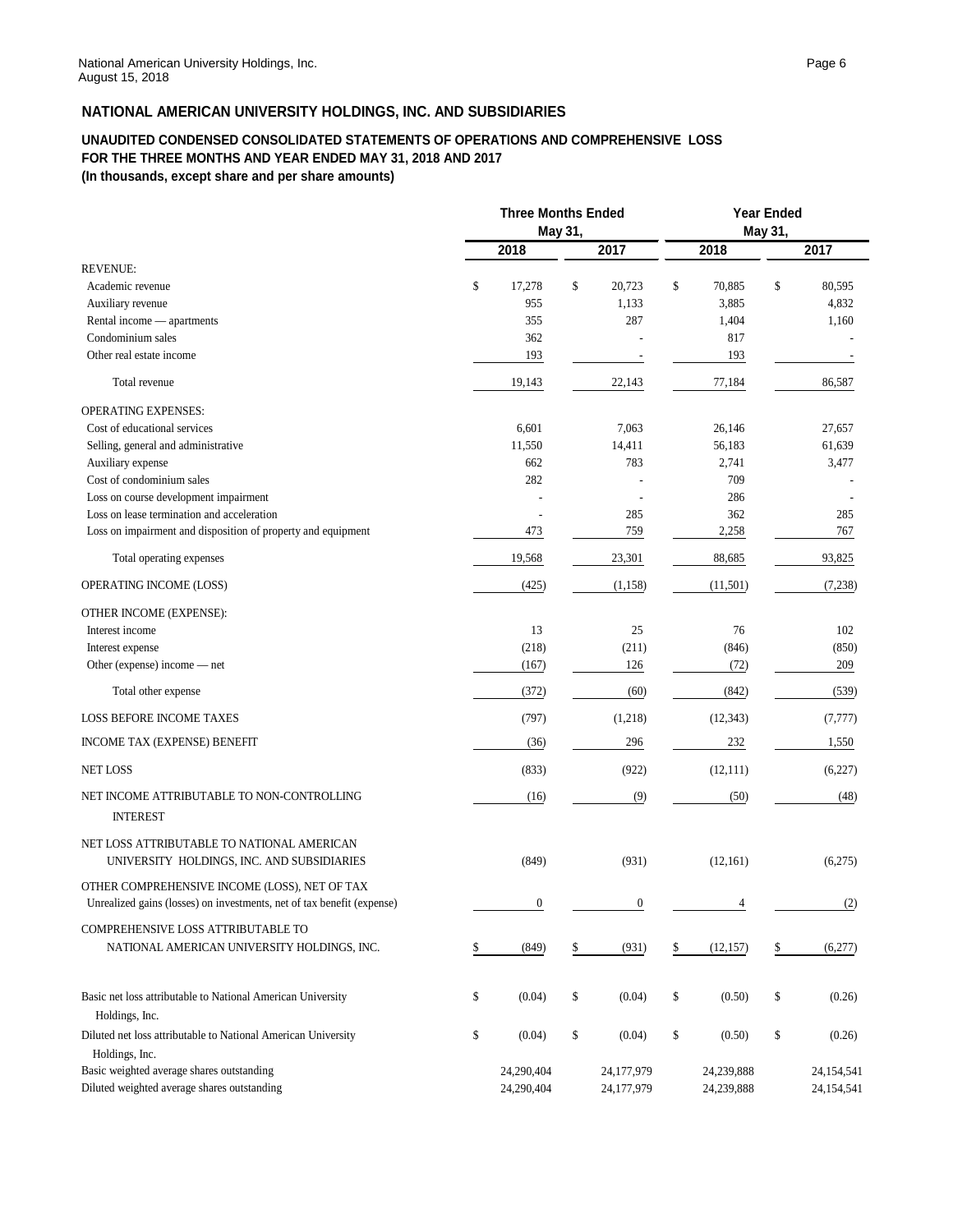## NATIONAL AMERICAN UNIVERSITY HOLDINGS, INC. AND SUBSIDIARIES

### UNAUDITED CONDENSED CONSOLIDATED STATEMENTS OF OPERATIONS AND COMPREHENSIVE LOSS FOR THE THREE MONTHS AND YEAR ENDED MAY 31, 2018 AND 2017

**(In thousands, except share and per share amounts)**

| | Three Months Ended May 31, | | Year Ended May 31, | |
|---|---|---|---|---|
| | 2018 | 2017 | 2018 | 2017 |
| REVENUE: | | | | |
| Academic revenue | $ 17,278 | $ 20,723 | $ 70,885 | $ 80,595 |
| Auxiliary revenue | 955 | 1,133 | 3,885 | 4,832 |
| Rental income — apartments | 355 | 287 | 1,404 | 1,160 |
| Condominium sales | 362 | - | 817 | - |
| Other real estate income | 193 | - | 193 | - |
| Total revenue | 19,143 | 22,143 | 77,184 | 86,587 |
| OPERATING EXPENSES: | | | | |
| Cost of educational services | 6,601 | 7,063 | 26,146 | 27,657 |
| Selling, general and administrative | 11,550 | 14,411 | 56,183 | 61,639 |
| Auxiliary expense | 662 | 783 | 2,741 | 3,477 |
| Cost of condominium sales | 282 | - | 709 | - |
| Loss on course development impairment | - | - | 286 | - |
| Loss on lease termination and acceleration | - | 285 | 362 | 285 |
| Loss on impairment and disposition of property and equipment | 473 | 759 | 2,258 | 767 |
| Total operating expenses | 19,568 | 23,301 | 88,685 | 93,825 |
| OPERATING INCOME (LOSS) | (425) | (1,158) | (11,501) | (7,238) |
| OTHER INCOME (EXPENSE): | | | | |
| Interest income | 13 | 25 | 76 | 102 |
| Interest expense | (218) | (211) | (846) | (850) |
| Other (expense) income — net | (167) | 126 | (72) | 209 |
| Total other expense | (372) | (60) | (842) | (539) |
| LOSS BEFORE INCOME TAXES | (797) | (1,218) | (12,343) | (7,777) |
| INCOME TAX (EXPENSE) BENEFIT | (36) | 296 | 232 | 1,550 |
| NET LOSS | (833) | (922) | (12,111) | (6,227) |
| NET INCOME ATTRIBUTABLE TO NON-CONTROLLING INTEREST | (16) | (9) | (50) | (48) |
| NET LOSS ATTRIBUTABLE TO NATIONAL AMERICAN UNIVERSITY HOLDINGS, INC. AND SUBSIDIARIES | (849) | (931) | (12,161) | (6,275) |
| OTHER COMPREHENSIVE INCOME (LOSS), NET OF TAX | | | | |
| Unrealized gains (losses) on investments, net of tax benefit (expense) | 0 | 0 | 4 | (2) |
| COMPREHENSIVE LOSS ATTRIBUTABLE TO NATIONAL AMERICAN UNIVERSITY HOLDINGS, INC. | $ (849) | $ (931) | $ (12,157) | $ (6,277) |
| Basic net loss attributable to National American University Holdings, Inc. | $ (0.04) | $ (0.04) | $ (0.50) | $ (0.26) |
| Diluted net loss attributable to National American University Holdings, Inc. | $ (0.04) | $ (0.04) | $ (0.50) | $ (0.26) |
| Basic weighted average shares outstanding | 24,290,404 | 24,177,979 | 24,239,888 | 24,154,541 |
| Diluted weighted average shares outstanding | 24,290,404 | 24,177,979 | 24,239,888 | 24,154,541 |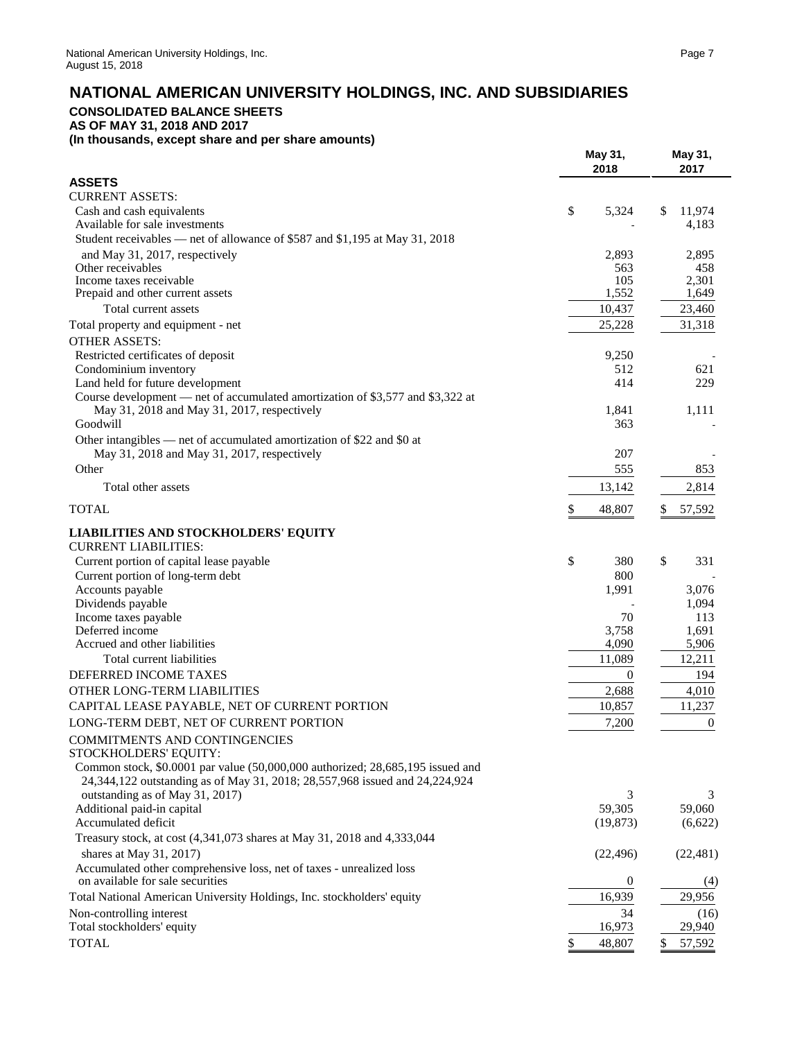# NATIONAL AMERICAN UNIVERSITY HOLDINGS, INC. AND SUBSIDIARIES

**CONSOLIDATED BALANCE SHEETS**
**AS OF MAY 31, 2018 AND 2017**
**(In thousands, except share and per share amounts)**

| | May 31, 2018 | May 31, 2017 |
|---|---|---|
| **ASSETS** | | |
| CURRENT ASSETS: | | |
| Cash and cash equivalents | $ 5,324 | $ 11,974 |
| Available for sale investments | - | 4,183 |
| Student receivables — net of allowance of $587 and $1,195 at May 31, 2018 and May 31, 2017, respectively | 2,893 | 2,895 |
| Other receivables | 563 | 458 |
| Income taxes receivable | 105 | 2,301 |
| Prepaid and other current assets | 1,552 | 1,649 |
| Total current assets | 10,437 | 23,460 |
| Total property and equipment - net | 25,228 | 31,318 |
| OTHER ASSETS: | | |
| Restricted certificates of deposit | 9,250 | - |
| Condominium inventory | 512 | 621 |
| Land held for future development | 414 | 229 |
| Course development — net of accumulated amortization of $3,577 and $3,322 at May 31, 2018 and May 31, 2017, respectively | 1,841 | 1,111 |
| Goodwill | 363 | - |
| Other intangibles — net of accumulated amortization of $22 and $0 at May 31, 2018 and May 31, 2017, respectively | 207 | - |
| Other | 555 | 853 |
| Total other assets | 13,142 | 2,814 |
| TOTAL | $ 48,807 | $ 57,592 |
| **LIABILITIES AND STOCKHOLDERS' EQUITY** | | |
| CURRENT LIABILITIES: | | |
| Current portion of capital lease payable | $ 380 | $ 331 |
| Current portion of long-term debt | 800 | - |
| Accounts payable | 1,991 | 3,076 |
| Dividends payable | - | 1,094 |
| Income taxes payable | 70 | 113 |
| Deferred income | 3,758 | 1,691 |
| Accrued and other liabilities | 4,090 | 5,906 |
| Total current liabilities | 11,089 | 12,211 |
| DEFERRED INCOME TAXES | 0 | 194 |
| OTHER LONG-TERM LIABILITIES | 2,688 | 4,010 |
| CAPITAL LEASE PAYABLE, NET OF CURRENT PORTION | 10,857 | 11,237 |
| LONG-TERM DEBT, NET OF CURRENT PORTION | 7,200 | 0 |
| COMMITMENTS AND CONTINGENCIES | | |
| STOCKHOLDERS' EQUITY: | | |
| Common stock, $0.0001 par value (50,000,000 authorized; 28,685,195 issued and 24,344,122 outstanding as of May 31, 2018; 28,557,968 issued and 24,224,924 outstanding as of May 31, 2017) | 3 | 3 |
| Additional paid-in capital | 59,305 | 59,060 |
| Accumulated deficit | (19,873) | (6,622) |
| Treasury stock, at cost (4,341,073 shares at May 31, 2018 and 4,333,044 shares at May 31, 2017) | (22,496) | (22,481) |
| Accumulated other comprehensive loss, net of taxes - unrealized loss on available for sale securities | 0 | (4) |
| Total National American University Holdings, Inc. stockholders' equity | 16,939 | 29,956 |
| Non-controlling interest | 34 | (16) |
| Total stockholders' equity | 16,973 | 29,940 |
| TOTAL | $ 48,807 | $ 57,592 |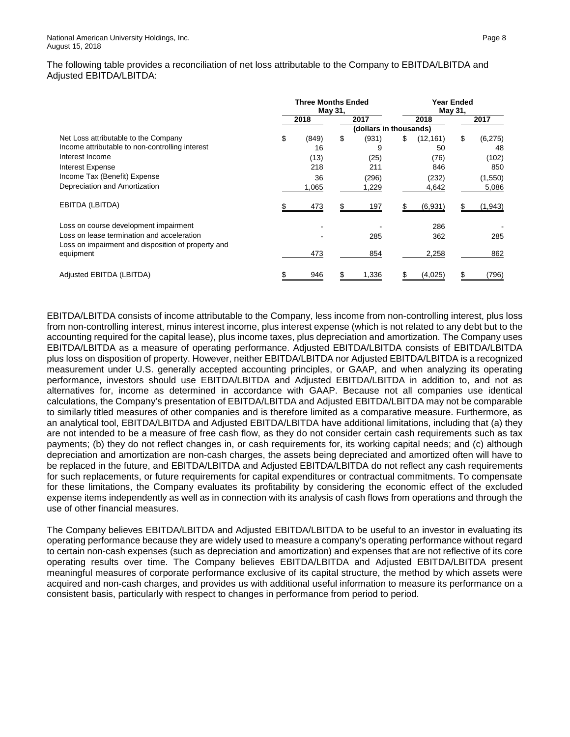The following table provides a reconciliation of net loss attributable to the Company to EBITDA/LBITDA and Adjusted EBITDA/LBITDA:

| | Three Months Ended May 31, | | Year Ended May 31, | |
|---|---|---|---|---|
| | 2018 | 2017 | 2018 | 2017 |
| | (dollars in thousands) | | | |
| Net Loss attributable to the Company | $ (849) | $ (931) | $ (12,161) | $ (6,275) |
| Income attributable to non-controlling interest | 16 | 9 | 50 | 48 |
| Interest Income | (13) | (25) | (76) | (102) |
| Interest Expense | 218 | 211 | 846 | 850 |
| Income Tax (Benefit) Expense | 36 | (296) | (232) | (1,550) |
| Depreciation and Amortization | 1,065 | 1,229 | 4,642 | 5,086 |
| EBITDA (LBITDA) | $ 473 | $ 197 | $ (6,931) | $ (1,943) |
| Loss on course development impairment | - | - | 286 | - |
| Loss on lease termination and acceleration | - | 285 | 362 | 285 |
| Loss on impairment and disposition of property and equipment | 473 | 854 | 2,258 | 862 |
| Adjusted EBITDA (LBITDA) | $ 946 | $ 1,336 | $ (4,025) | $ (796) |

EBITDA/LBITDA consists of income attributable to the Company, less income from non-controlling interest, plus loss from non-controlling interest, minus interest income, plus interest expense (which is not related to any debt but to the accounting required for the capital lease), plus income taxes, plus depreciation and amortization. The Company uses EBITDA/LBITDA as a measure of operating performance. Adjusted EBITDA/LBITDA consists of EBITDA/LBITDA plus loss on disposition of property. However, neither EBITDA/LBITDA nor Adjusted EBITDA/LBITDA is a recognized measurement under U.S. generally accepted accounting principles, or GAAP, and when analyzing its operating performance, investors should use EBITDA/LBITDA and Adjusted EBITDA/LBITDA in addition to, and not as alternatives for, income as determined in accordance with GAAP. Because not all companies use identical calculations, the Company's presentation of EBITDA/LBITDA and Adjusted EBITDA/LBITDA may not be comparable to similarly titled measures of other companies and is therefore limited as a comparative measure. Furthermore, as an analytical tool, EBITDA/LBITDA and Adjusted EBITDA/LBITDA have additional limitations, including that (a) they are not intended to be a measure of free cash flow, as they do not consider certain cash requirements such as tax payments; (b) they do not reflect changes in, or cash requirements for, its working capital needs; and (c) although depreciation and amortization are non-cash charges, the assets being depreciated and amortized often will have to be replaced in the future, and EBITDA/LBITDA and Adjusted EBITDA/LBITDA do not reflect any cash requirements for such replacements, or future requirements for capital expenditures or contractual commitments. To compensate for these limitations, the Company evaluates its profitability by considering the economic effect of the excluded expense items independently as well as in connection with its analysis of cash flows from operations and through the use of other financial measures.

The Company believes EBITDA/LBITDA and Adjusted EBITDA/LBITDA to be useful to an investor in evaluating its operating performance because they are widely used to measure a company's operating performance without regard to certain non-cash expenses (such as depreciation and amortization) and expenses that are not reflective of its core operating results over time. The Company believes EBITDA/LBITDA and Adjusted EBITDA/LBITDA present meaningful measures of corporate performance exclusive of its capital structure, the method by which assets were acquired and non-cash charges, and provides us with additional useful information to measure its performance on a consistent basis, particularly with respect to changes in performance from period to period.